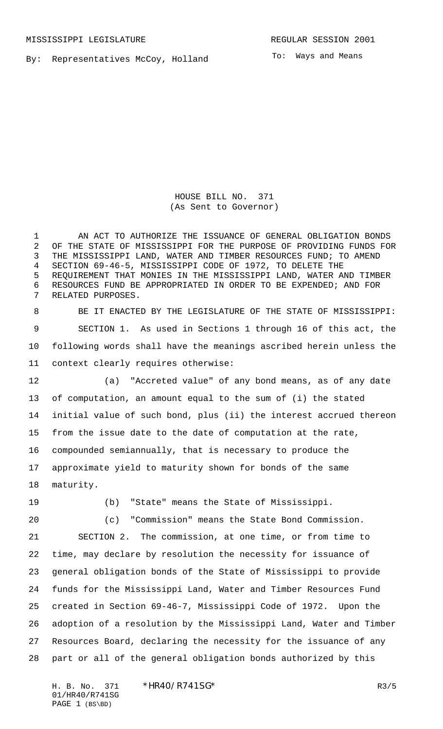MISSISSIPPI LEGISLATURE REGULAR SESSION 2001

By: Representatives McCoy, Holland

To: Ways and Means

# HOUSE BILL NO. 371
(As Sent to Governor)

AN ACT TO AUTHORIZE THE ISSUANCE OF GENERAL OBLIGATION BONDS OF THE STATE OF MISSISSIPPI FOR THE PURPOSE OF PROVIDING FUNDS FOR THE MISSISSIPPI LAND, WATER AND TIMBER RESOURCES FUND; TO AMEND SECTION 69-46-5, MISSISSIPPI CODE OF 1972, TO DELETE THE REQUIREMENT THAT MONIES IN THE MISSISSIPPI LAND, WATER AND TIMBER RESOURCES FUND BE APPROPRIATED IN ORDER TO BE EXPENDED; AND FOR RELATED PURPOSES.

BE IT ENACTED BY THE LEGISLATURE OF THE STATE OF MISSISSIPPI:

SECTION 1. As used in Sections 1 through 16 of this act, the following words shall have the meanings ascribed herein unless the context clearly requires otherwise:

(a) "Accreted value" of any bond means, as of any date of computation, an amount equal to the sum of (i) the stated initial value of such bond, plus (ii) the interest accrued thereon from the issue date to the date of computation at the rate, compounded semiannually, that is necessary to produce the approximate yield to maturity shown for bonds of the same maturity.

(b) "State" means the State of Mississippi.

(c) "Commission" means the State Bond Commission.

SECTION 2. The commission, at one time, or from time to time, may declare by resolution the necessity for issuance of general obligation bonds of the State of Mississippi to provide funds for the Mississippi Land, Water and Timber Resources Fund created in Section 69-46-7, Mississippi Code of 1972. Upon the adoption of a resolution by the Mississippi Land, Water and Timber Resources Board, declaring the necessity for the issuance of any part or all of the general obligation bonds authorized by this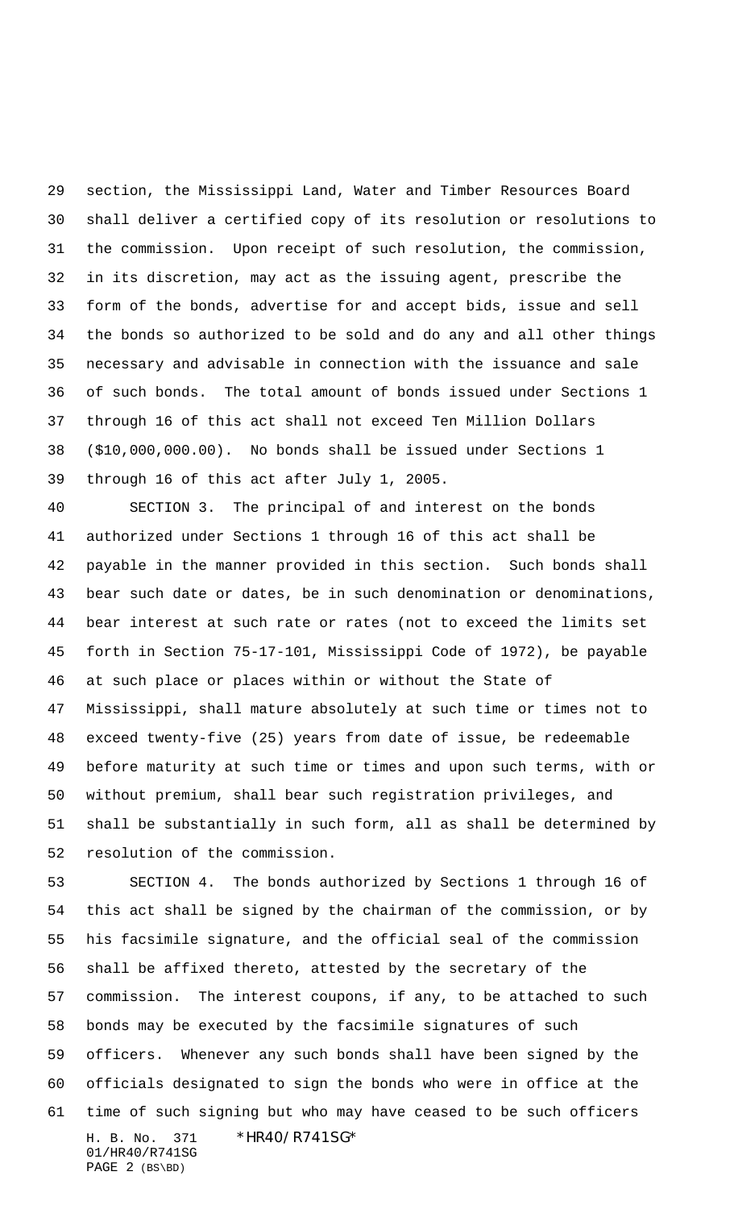section, the Mississippi Land, Water and Timber Resources Board shall deliver a certified copy of its resolution or resolutions to the commission. Upon receipt of such resolution, the commission, in its discretion, may act as the issuing agent, prescribe the form of the bonds, advertise for and accept bids, issue and sell the bonds so authorized to be sold and do any and all other things necessary and advisable in connection with the issuance and sale of such bonds. The total amount of bonds issued under Sections 1 through 16 of this act shall not exceed Ten Million Dollars ($10,000,000.00). No bonds shall be issued under Sections 1 through 16 of this act after July 1, 2005.

SECTION 3. The principal of and interest on the bonds authorized under Sections 1 through 16 of this act shall be payable in the manner provided in this section. Such bonds shall bear such date or dates, be in such denomination or denominations, bear interest at such rate or rates (not to exceed the limits set forth in Section 75-17-101, Mississippi Code of 1972), be payable at such place or places within or without the State of Mississippi, shall mature absolutely at such time or times not to exceed twenty-five (25) years from date of issue, be redeemable before maturity at such time or times and upon such terms, with or without premium, shall bear such registration privileges, and shall be substantially in such form, all as shall be determined by resolution of the commission.

SECTION 4. The bonds authorized by Sections 1 through 16 of this act shall be signed by the chairman of the commission, or by his facsimile signature, and the official seal of the commission shall be affixed thereto, attested by the secretary of the commission. The interest coupons, if any, to be attached to such bonds may be executed by the facsimile signatures of such officers. Whenever any such bonds shall have been signed by the officials designated to sign the bonds who were in office at the time of such signing but who may have ceased to be such officers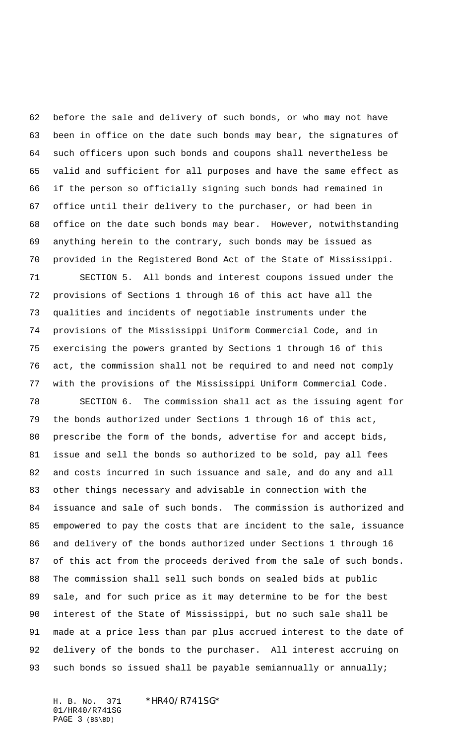before the sale and delivery of such bonds, or who may not have been in office on the date such bonds may bear, the signatures of such officers upon such bonds and coupons shall nevertheless be valid and sufficient for all purposes and have the same effect as if the person so officially signing such bonds had remained in office until their delivery to the purchaser, or had been in office on the date such bonds may bear. However, notwithstanding anything herein to the contrary, such bonds may be issued as provided in the Registered Bond Act of the State of Mississippi.

SECTION 5. All bonds and interest coupons issued under the provisions of Sections 1 through 16 of this act have all the qualities and incidents of negotiable instruments under the provisions of the Mississippi Uniform Commercial Code, and in exercising the powers granted by Sections 1 through 16 of this act, the commission shall not be required to and need not comply with the provisions of the Mississippi Uniform Commercial Code.

SECTION 6. The commission shall act as the issuing agent for the bonds authorized under Sections 1 through 16 of this act, prescribe the form of the bonds, advertise for and accept bids, issue and sell the bonds so authorized to be sold, pay all fees and costs incurred in such issuance and sale, and do any and all other things necessary and advisable in connection with the issuance and sale of such bonds. The commission is authorized and empowered to pay the costs that are incident to the sale, issuance and delivery of the bonds authorized under Sections 1 through 16 of this act from the proceeds derived from the sale of such bonds. The commission shall sell such bonds on sealed bids at public sale, and for such price as it may determine to be for the best interest of the State of Mississippi, but no such sale shall be made at a price less than par plus accrued interest to the date of delivery of the bonds to the purchaser. All interest accruing on such bonds so issued shall be payable semiannually or annually;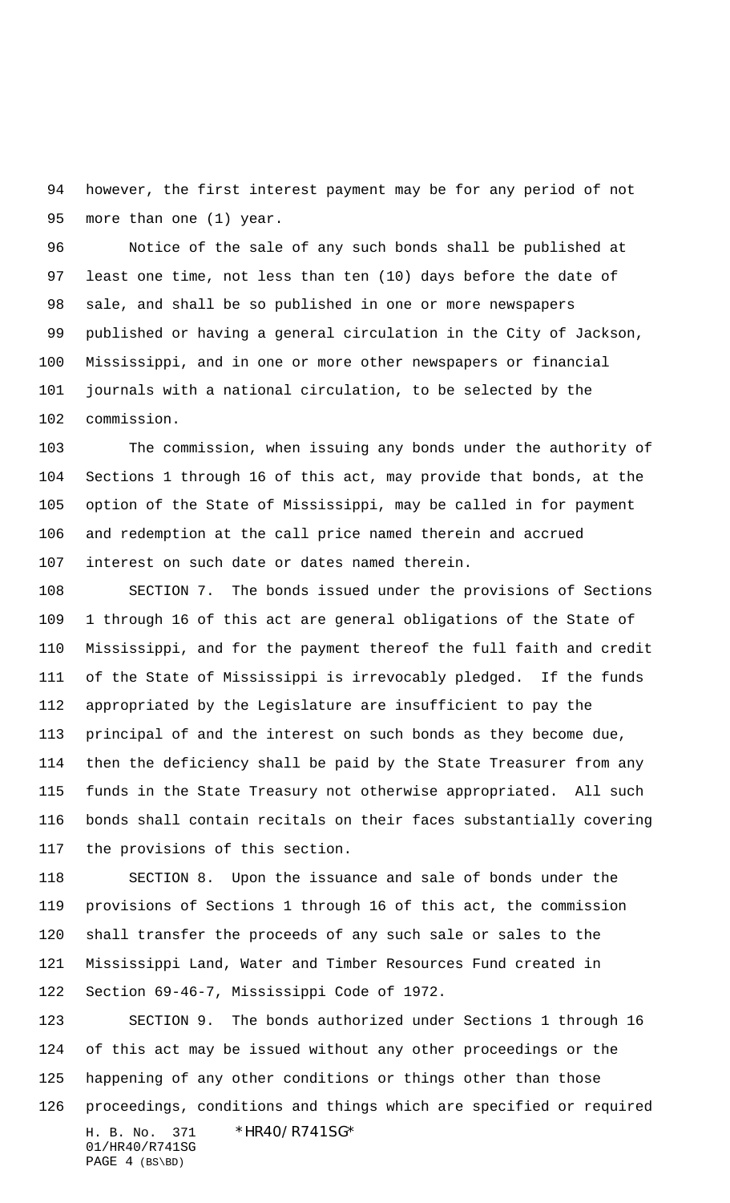however, the first interest payment may be for any period of not more than one (1) year.

Notice of the sale of any such bonds shall be published at least one time, not less than ten (10) days before the date of sale, and shall be so published in one or more newspapers published or having a general circulation in the City of Jackson, Mississippi, and in one or more other newspapers or financial journals with a national circulation, to be selected by the commission.

The commission, when issuing any bonds under the authority of Sections 1 through 16 of this act, may provide that bonds, at the option of the State of Mississippi, may be called in for payment and redemption at the call price named therein and accrued interest on such date or dates named therein.

SECTION 7. The bonds issued under the provisions of Sections 1 through 16 of this act are general obligations of the State of Mississippi, and for the payment thereof the full faith and credit of the State of Mississippi is irrevocably pledged. If the funds appropriated by the Legislature are insufficient to pay the principal of and the interest on such bonds as they become due, then the deficiency shall be paid by the State Treasurer from any funds in the State Treasury not otherwise appropriated. All such bonds shall contain recitals on their faces substantially covering the provisions of this section.

SECTION 8. Upon the issuance and sale of bonds under the provisions of Sections 1 through 16 of this act, the commission shall transfer the proceeds of any such sale or sales to the Mississippi Land, Water and Timber Resources Fund created in Section 69-46-7, Mississippi Code of 1972.

SECTION 9. The bonds authorized under Sections 1 through 16 of this act may be issued without any other proceedings or the happening of any other conditions or things other than those proceedings, conditions and things which are specified or required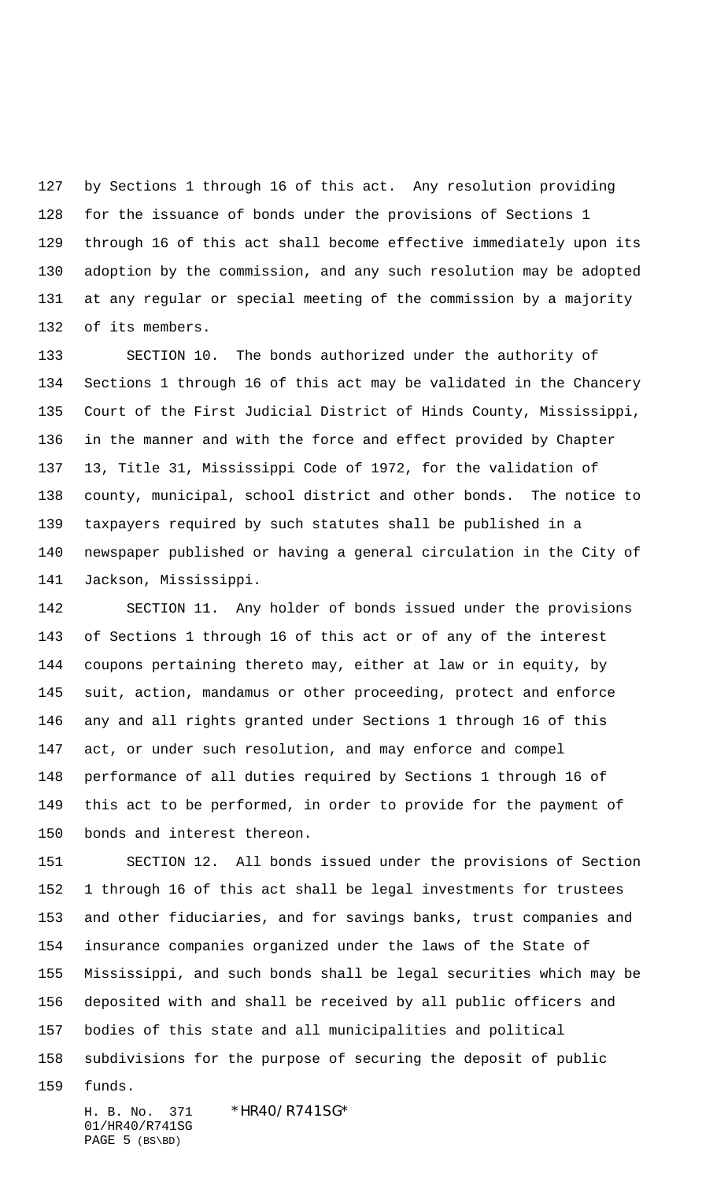by Sections 1 through 16 of this act. Any resolution providing for the issuance of bonds under the provisions of Sections 1 through 16 of this act shall become effective immediately upon its adoption by the commission, and any such resolution may be adopted at any regular or special meeting of the commission by a majority of its members.

SECTION 10. The bonds authorized under the authority of Sections 1 through 16 of this act may be validated in the Chancery Court of the First Judicial District of Hinds County, Mississippi, in the manner and with the force and effect provided by Chapter 13, Title 31, Mississippi Code of 1972, for the validation of county, municipal, school district and other bonds. The notice to taxpayers required by such statutes shall be published in a newspaper published or having a general circulation in the City of Jackson, Mississippi.

SECTION 11. Any holder of bonds issued under the provisions of Sections 1 through 16 of this act or of any of the interest coupons pertaining thereto may, either at law or in equity, by suit, action, mandamus or other proceeding, protect and enforce any and all rights granted under Sections 1 through 16 of this act, or under such resolution, and may enforce and compel performance of all duties required by Sections 1 through 16 of this act to be performed, in order to provide for the payment of bonds and interest thereon.

SECTION 12. All bonds issued under the provisions of Section 1 through 16 of this act shall be legal investments for trustees and other fiduciaries, and for savings banks, trust companies and insurance companies organized under the laws of the State of Mississippi, and such bonds shall be legal securities which may be deposited with and shall be received by all public officers and bodies of this state and all municipalities and political subdivisions for the purpose of securing the deposit of public funds.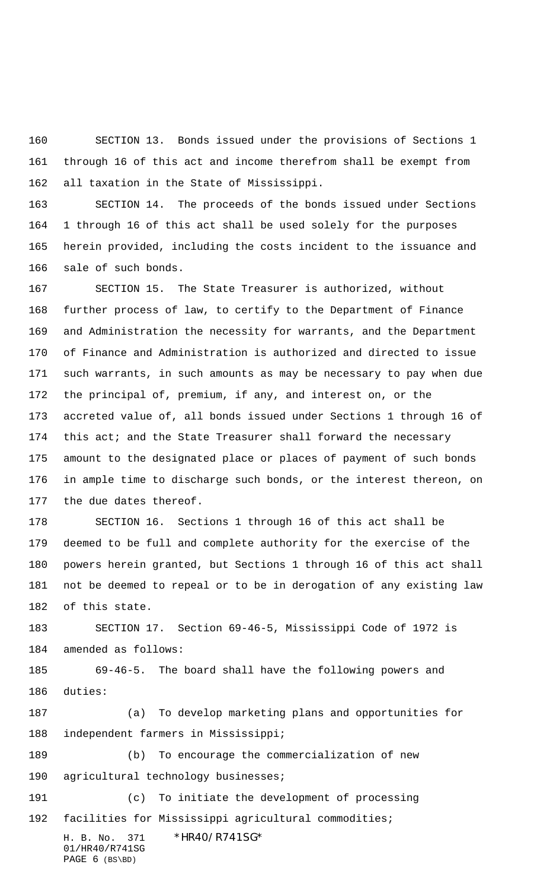SECTION 13. Bonds issued under the provisions of Sections 1 through 16 of this act and income therefrom shall be exempt from all taxation in the State of Mississippi.

SECTION 14. The proceeds of the bonds issued under Sections 1 through 16 of this act shall be used solely for the purposes herein provided, including the costs incident to the issuance and sale of such bonds.

SECTION 15. The State Treasurer is authorized, without further process of law, to certify to the Department of Finance and Administration the necessity for warrants, and the Department of Finance and Administration is authorized and directed to issue such warrants, in such amounts as may be necessary to pay when due the principal of, premium, if any, and interest on, or the accreted value of, all bonds issued under Sections 1 through 16 of this act; and the State Treasurer shall forward the necessary amount to the designated place or places of payment of such bonds in ample time to discharge such bonds, or the interest thereon, on the due dates thereof.

SECTION 16. Sections 1 through 16 of this act shall be deemed to be full and complete authority for the exercise of the powers herein granted, but Sections 1 through 16 of this act shall not be deemed to repeal or to be in derogation of any existing law of this state.

SECTION 17. Section 69-46-5, Mississippi Code of 1972 is amended as follows:

69-46-5. The board shall have the following powers and duties:

(a) To develop marketing plans and opportunities for independent farmers in Mississippi;

(b) To encourage the commercialization of new agricultural technology businesses;

(c) To initiate the development of processing facilities for Mississippi agricultural commodities;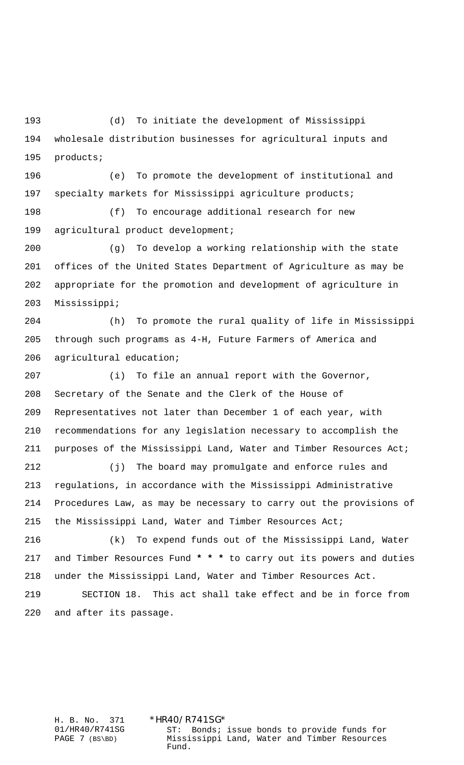(d) To initiate the development of Mississippi wholesale distribution businesses for agricultural inputs and products;

(e) To promote the development of institutional and specialty markets for Mississippi agriculture products;

(f) To encourage additional research for new agricultural product development;

(g) To develop a working relationship with the state offices of the United States Department of Agriculture as may be appropriate for the promotion and development of agriculture in Mississippi;

(h) To promote the rural quality of life in Mississippi through such programs as 4-H, Future Farmers of America and agricultural education;

(i) To file an annual report with the Governor, Secretary of the Senate and the Clerk of the House of Representatives not later than December 1 of each year, with recommendations for any legislation necessary to accomplish the purposes of the Mississippi Land, Water and Timber Resources Act;

(j) The board may promulgate and enforce rules and regulations, in accordance with the Mississippi Administrative Procedures Law, as may be necessary to carry out the provisions of the Mississippi Land, Water and Timber Resources Act;

(k) To expend funds out of the Mississippi Land, Water and Timber Resources Fund **\* \* \*** to carry out its powers and duties under the Mississippi Land, Water and Timber Resources Act.

SECTION 18. This act shall take effect and be in force from and after its passage.

ST: Bonds; issue bonds to provide funds for Mississippi Land, Water and Timber Resources Fund.